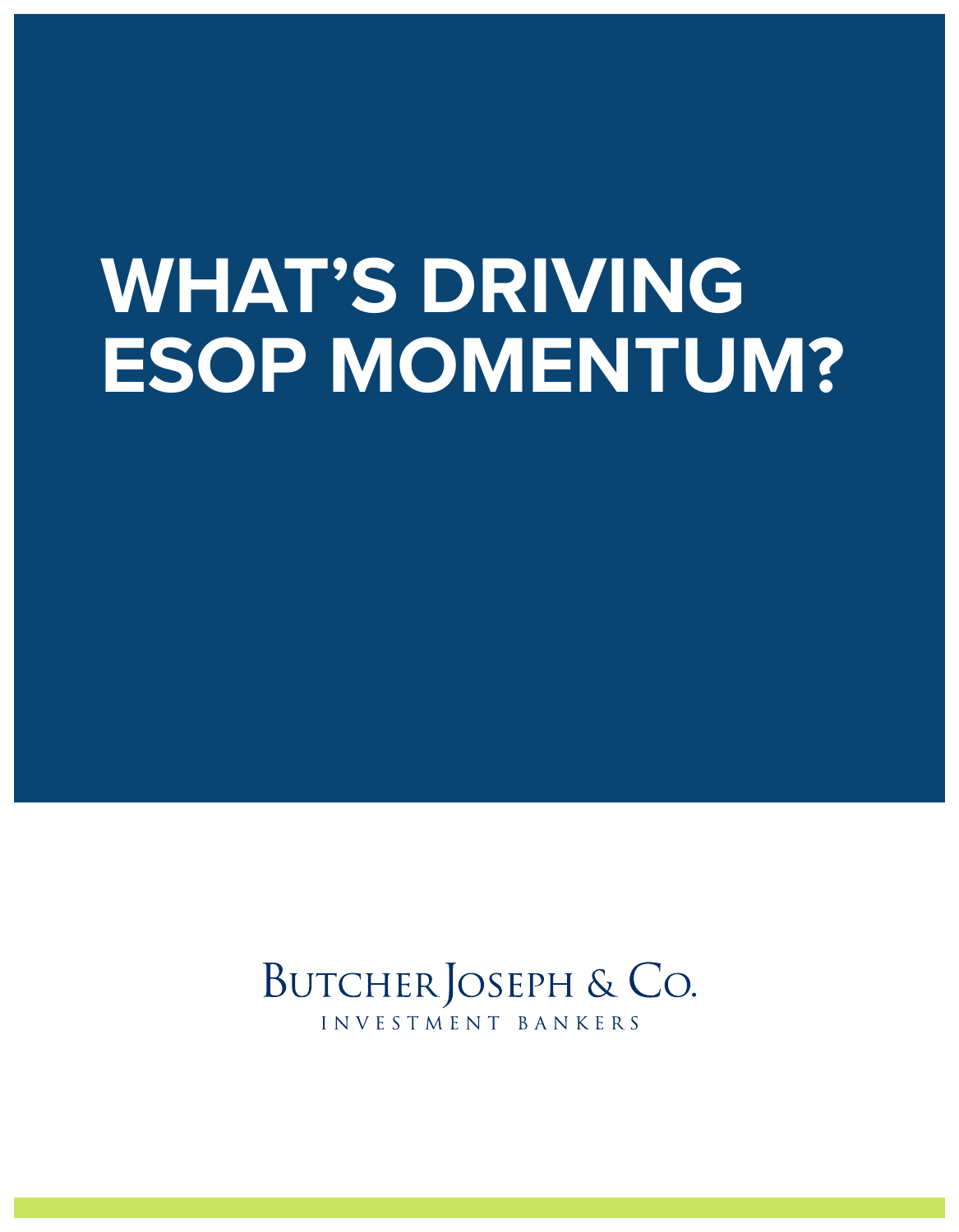# WHAT'S DRIVING ESOP MOMENTUM?

BUTCHER JOSEPH & CO.
INVESTMENT BANKERS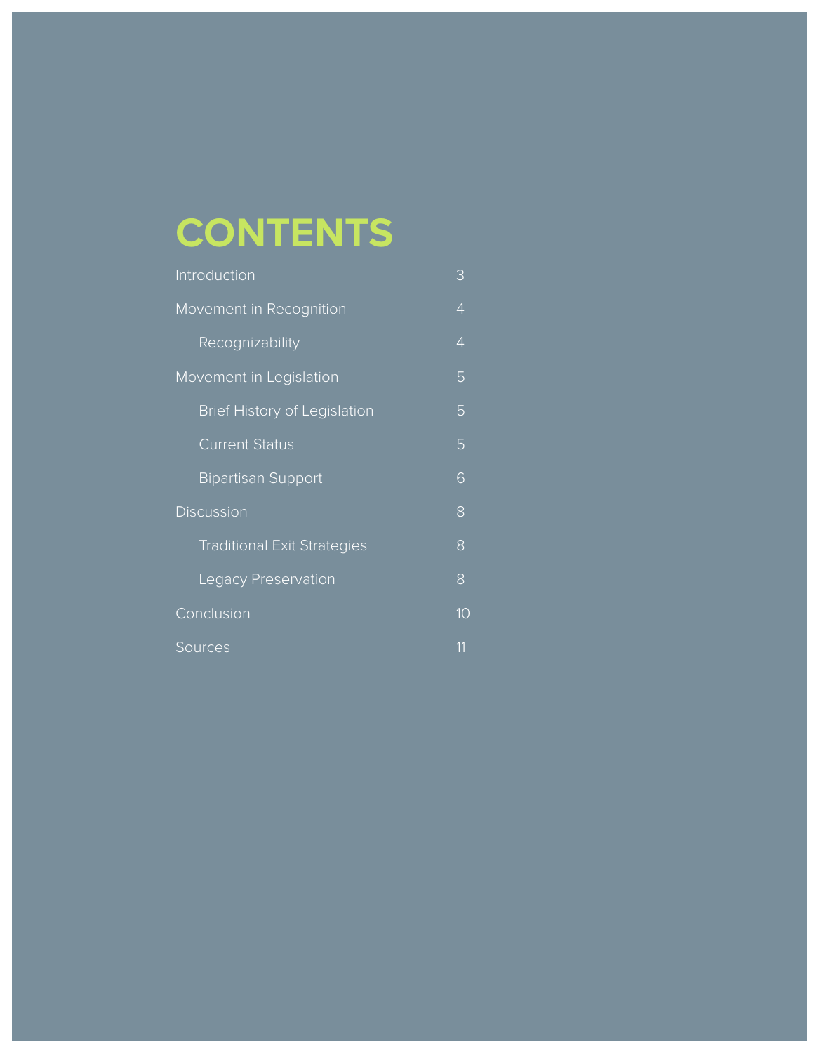# CONTENTS

| | |
|---|---|
| Introduction | 3 |
| Movement in Recognition | 4 |
| &nbsp;&nbsp;&nbsp;&nbsp;Recognizability | 4 |
| Movement in Legislation | 5 |
| &nbsp;&nbsp;&nbsp;&nbsp;Brief History of Legislation | 5 |
| &nbsp;&nbsp;&nbsp;&nbsp;Current Status | 5 |
| &nbsp;&nbsp;&nbsp;&nbsp;Bipartisan Support | 6 |
| Discussion | 8 |
| &nbsp;&nbsp;&nbsp;&nbsp;Traditional Exit Strategies | 8 |
| &nbsp;&nbsp;&nbsp;&nbsp;Legacy Preservation | 8 |
| Conclusion | 10 |
| Sources | 11 |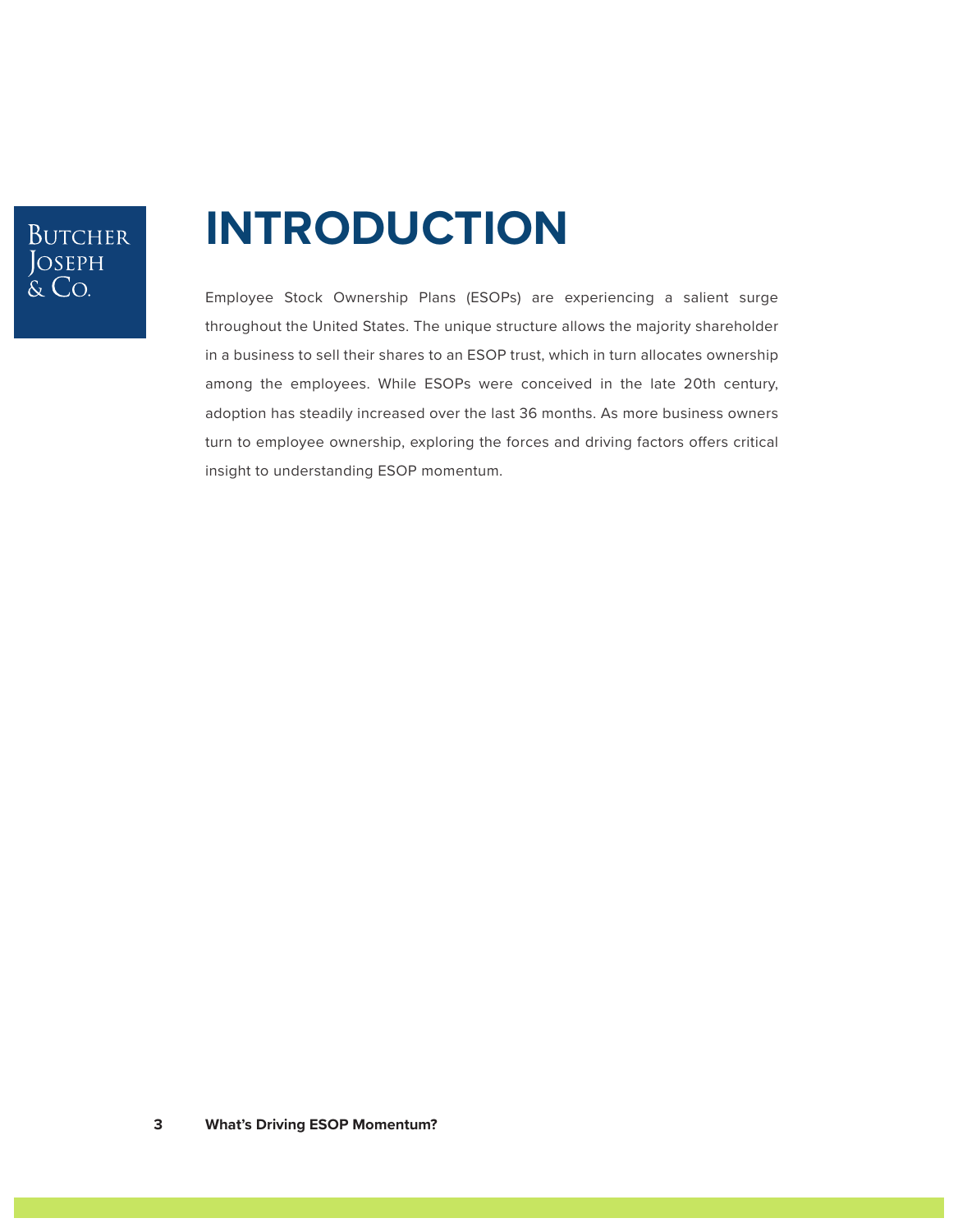# INTRODUCTION

Employee Stock Ownership Plans (ESOPs) are experiencing a salient surge throughout the United States. The unique structure allows the majority shareholder in a business to sell their shares to an ESOP trust, which in turn allocates ownership among the employees. While ESOPs were conceived in the late 20th century, adoption has steadily increased over the last 36 months. As more business owners turn to employee ownership, exploring the forces and driving factors offers critical insight to understanding ESOP momentum.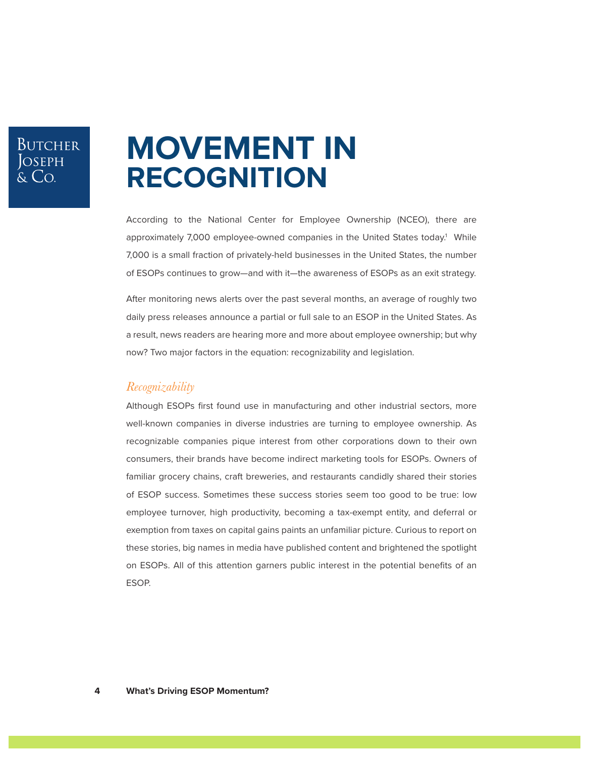# MOVEMENT IN RECOGNITION

According to the National Center for Employee Ownership (NCEO), there are approximately 7,000 employee-owned companies in the United States today.[1] While 7,000 is a small fraction of privately-held businesses in the United States, the number of ESOPs continues to grow—and with it—the awareness of ESOPs as an exit strategy.

After monitoring news alerts over the past several months, an average of roughly two daily press releases announce a partial or full sale to an ESOP in the United States. As a result, news readers are hearing more and more about employee ownership; but why now? Two major factors in the equation: recognizability and legislation.

### *Recognizability*

Although ESOPs first found use in manufacturing and other industrial sectors, more well-known companies in diverse industries are turning to employee ownership. As recognizable companies pique interest from other corporations down to their own consumers, their brands have become indirect marketing tools for ESOPs. Owners of familiar grocery chains, craft breweries, and restaurants candidly shared their stories of ESOP success. Sometimes these success stories seem too good to be true: low employee turnover, high productivity, becoming a tax-exempt entity, and deferral or exemption from taxes on capital gains paints an unfamiliar picture. Curious to report on these stories, big names in media have published content and brightened the spotlight on ESOPs. All of this attention garners public interest in the potential benefits of an ESOP.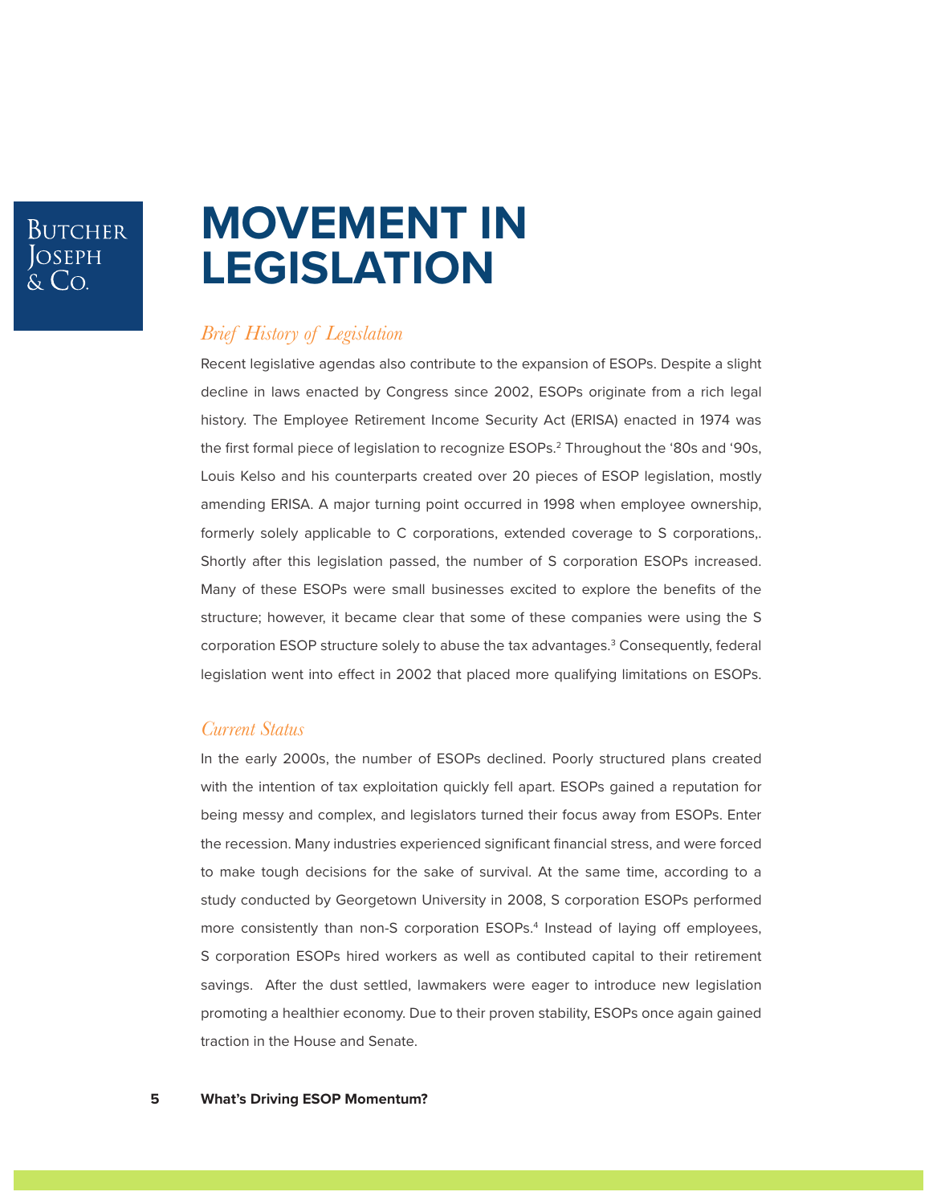# MOVEMENT IN LEGISLATION

## *Brief History of Legislation*

Recent legislative agendas also contribute to the expansion of ESOPs. Despite a slight decline in laws enacted by Congress since 2002, ESOPs originate from a rich legal history. The Employee Retirement Income Security Act (ERISA) enacted in 1974 was the first formal piece of legislation to recognize ESOPs.[2] Throughout the '80s and '90s, Louis Kelso and his counterparts created over 20 pieces of ESOP legislation, mostly amending ERISA. A major turning point occurred in 1998 when employee ownership, formerly solely applicable to C corporations, extended coverage to S corporations,. Shortly after this legislation passed, the number of S corporation ESOPs increased. Many of these ESOPs were small businesses excited to explore the benefits of the structure; however, it became clear that some of these companies were using the S corporation ESOP structure solely to abuse the tax advantages.[3] Consequently, federal legislation went into effect in 2002 that placed more qualifying limitations on ESOPs.

## *Current Status*

In the early 2000s, the number of ESOPs declined. Poorly structured plans created with the intention of tax exploitation quickly fell apart. ESOPs gained a reputation for being messy and complex, and legislators turned their focus away from ESOPs. Enter the recession. Many industries experienced significant financial stress, and were forced to make tough decisions for the sake of survival. At the same time, according to a study conducted by Georgetown University in 2008, S corporation ESOPs performed more consistently than non-S corporation ESOPs.[4] Instead of laying off employees, S corporation ESOPs hired workers as well as contibuted capital to their retirement savings. After the dust settled, lawmakers were eager to introduce new legislation promoting a healthier economy. Due to their proven stability, ESOPs once again gained traction in the House and Senate.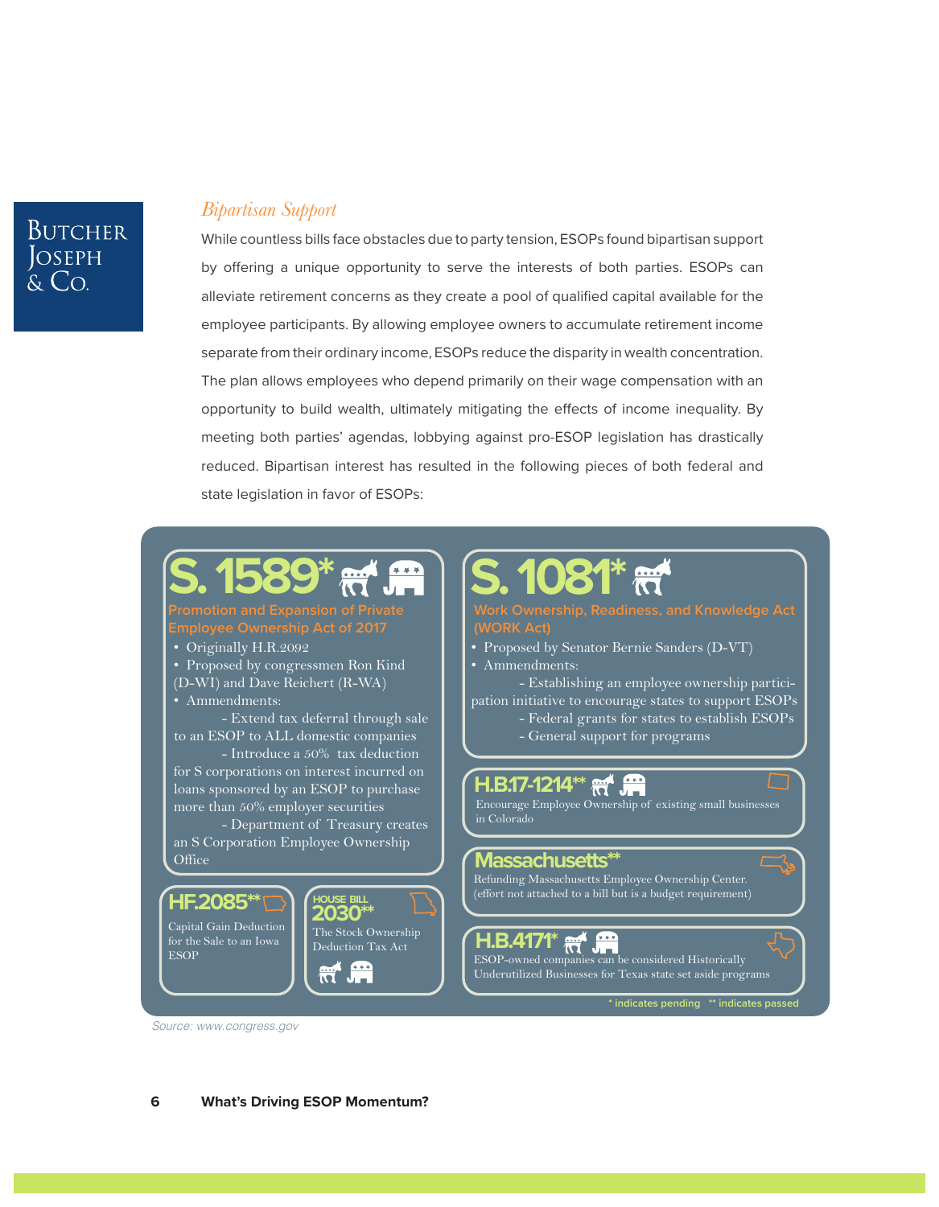## *Bipartisan Support*

While countless bills face obstacles due to party tension, ESOPs found bipartisan support by offering a unique opportunity to serve the interests of both parties. ESOPs can alleviate retirement concerns as they create a pool of qualified capital available for the employee participants. By allowing employee owners to accumulate retirement income separate from their ordinary income, ESOPs reduce the disparity in wealth concentration. The plan allows employees who depend primarily on their wage compensation with an opportunity to build wealth, ultimately mitigating the effects of income inequality. By meeting both parties' agendas, lobbying against pro-ESOP legislation has drastically reduced. Bipartisan interest has resulted in the following pieces of both federal and state legislation in favor of ESOPs:

### S. 1589*

**Promotion and Expansion of Private Employee Ownership Act of 2017**

- Originally H.R.2092
- Proposed by congressmen Ron Kind (D-WI) and Dave Reichert (R-WA)
- Ammendments:
  - Extend tax deferral through sale to an ESOP to ALL domestic companies
  - Introduce a 50% tax deduction for S corporations on interest incurred on loans sponsored by an ESOP to purchase more than 50% employer securities
  - Department of Treasury creates an S Corporation Employee Ownership Office

### HF.2085**

Capital Gain Deduction for the Sale to an Iowa ESOP

### HOUSE BILL 2030**

The Stock Ownership Deduction Tax Act

### S. 1081*

**Work Ownership, Readiness, and Knowledge Act (WORK Act)**

- Proposed by Senator Bernie Sanders (D-VT)
- Ammendments:
  - Establishing an employee ownership participation initiative to encourage states to support ESOPs
  - Federal grants for states to establish ESOPs
  - General support for programs

### H.B.17-1214**

Encourage Employee Ownership of existing small businesses in Colorado

### Massachusetts**

Refunding Massachusetts Employee Ownership Center. (effort not attached to a bill but is a budget requirement)

### H.B.4171*

ESOP-owned companies can be considered Historically Underutilized Businesses for Texas state set aside programs

\* indicates pending ** indicates passed

*Source: www.congress.gov*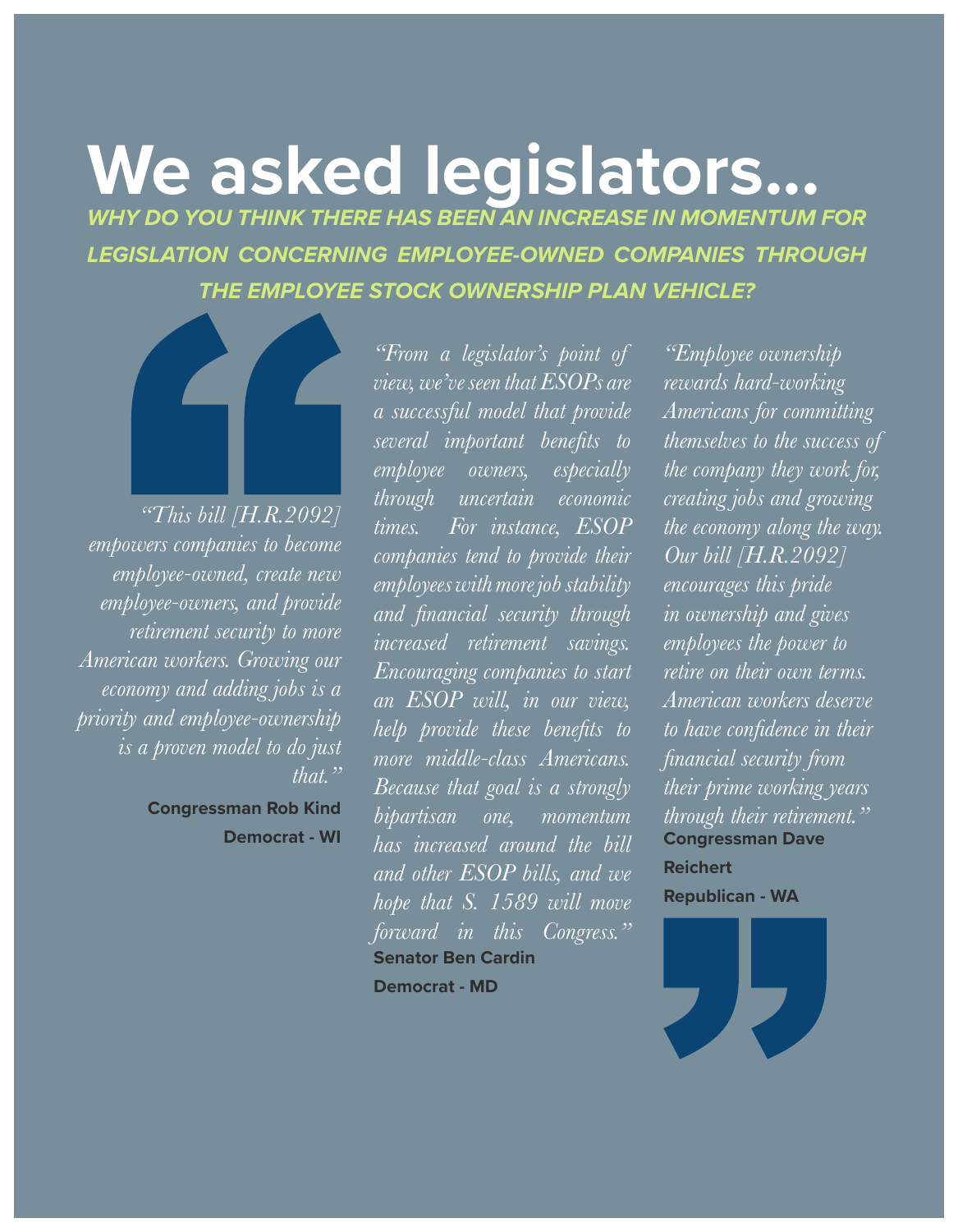# We asked legislators...

***WHY DO YOU THINK THERE HAS BEEN AN INCREASE IN MOMENTUM FOR LEGISLATION CONCERNING EMPLOYEE-OWNED COMPANIES THROUGH THE EMPLOYEE STOCK OWNERSHIP PLAN VEHICLE?***

*"This bill [H.R.2092] empowers companies to become employee-owned, create new employee-owners, and provide retirement security to more American workers. Growing our economy and adding jobs is a priority and employee-ownership is a proven model to do just that."*

**Congressman Rob Kind**
**Democrat - WI**

*"From a legislator's point of view, we've seen that ESOPs are a successful model that provide several important benefits to employee owners, especially through uncertain economic times. For instance, ESOP companies tend to provide their employees with more job stability and financial security through increased retirement savings. Encouraging companies to start an ESOP will, in our view, help provide these benefits to more middle-class Americans. Because that goal is a strongly bipartisan one, momentum has increased around the bill and other ESOP bills, and we hope that S. 1589 will move forward in this Congress."*

**Senator Ben Cardin**
**Democrat - MD**

*"Employee ownership rewards hard-working Americans for committing themselves to the success of the company they work for, creating jobs and growing the economy along the way. Our bill [H.R.2092] encourages this pride in ownership and gives employees the power to retire on their own terms. American workers deserve to have confidence in their financial security from their prime working years through their retirement."*

**Congressman Dave Reichert**
**Republican - WA**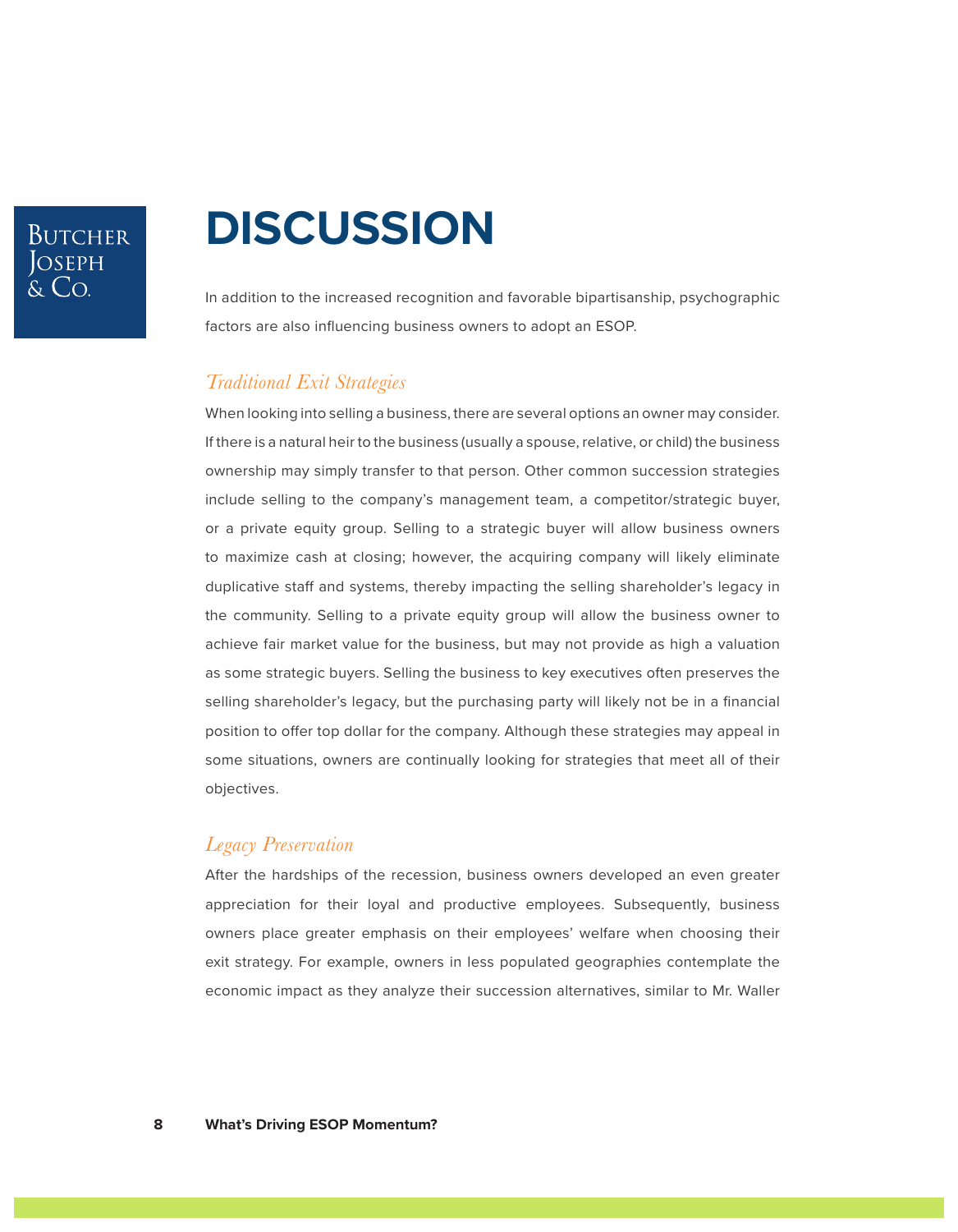# DISCUSSION

In addition to the increased recognition and favorable bipartisanship, psychographic factors are also influencing business owners to adopt an ESOP.

## *Traditional Exit Strategies*

When looking into selling a business, there are several options an owner may consider. If there is a natural heir to the business (usually a spouse, relative, or child) the business ownership may simply transfer to that person. Other common succession strategies include selling to the company's management team, a competitor/strategic buyer, or a private equity group. Selling to a strategic buyer will allow business owners to maximize cash at closing; however, the acquiring company will likely eliminate duplicative staff and systems, thereby impacting the selling shareholder's legacy in the community. Selling to a private equity group will allow the business owner to achieve fair market value for the business, but may not provide as high a valuation as some strategic buyers. Selling the business to key executives often preserves the selling shareholder's legacy, but the purchasing party will likely not be in a financial position to offer top dollar for the company. Although these strategies may appeal in some situations, owners are continually looking for strategies that meet all of their objectives.

## *Legacy Preservation*

After the hardships of the recession, business owners developed an even greater appreciation for their loyal and productive employees. Subsequently, business owners place greater emphasis on their employees' welfare when choosing their exit strategy. For example, owners in less populated geographies contemplate the economic impact as they analyze their succession alternatives, similar to Mr. Waller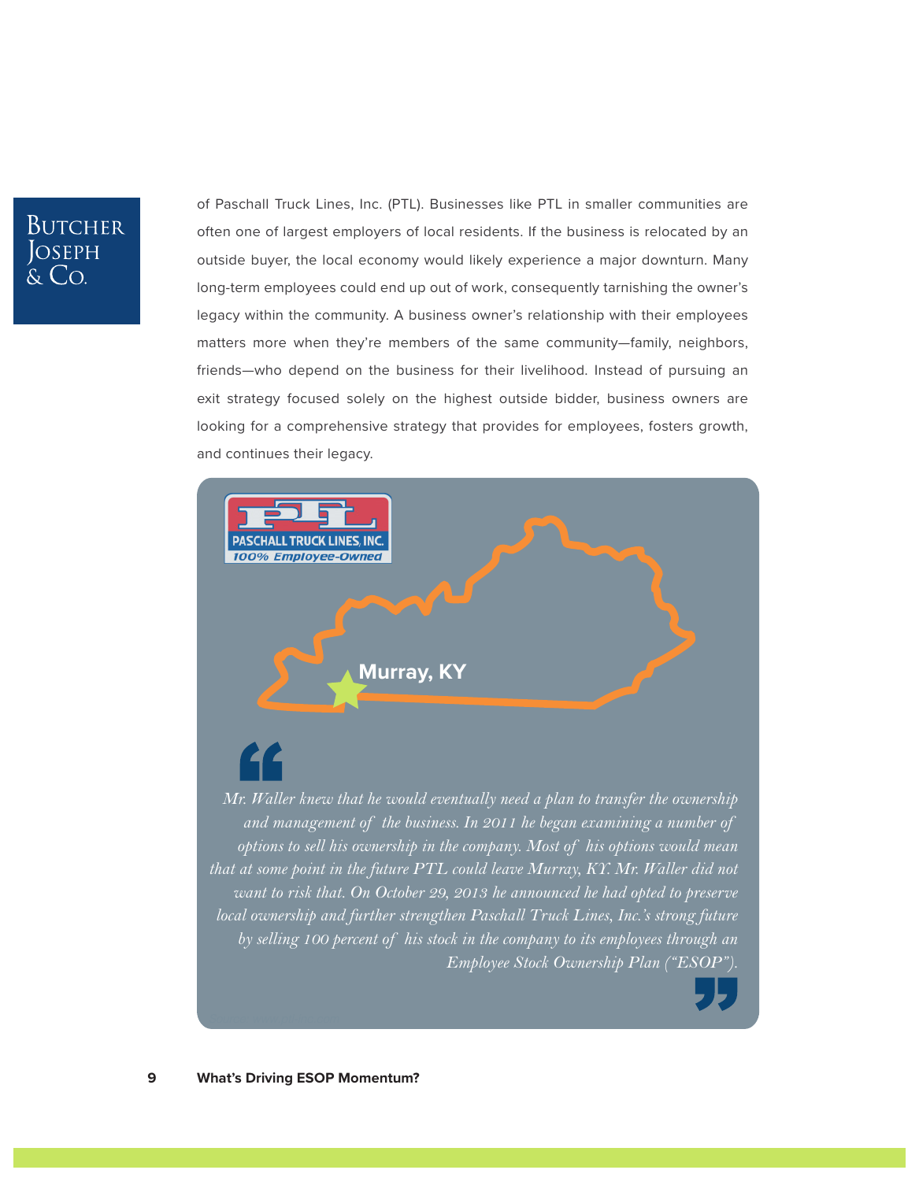of Paschall Truck Lines, Inc. (PTL). Businesses like PTL in smaller communities are often one of largest employers of local residents. If the business is relocated by an outside buyer, the local economy would likely experience a major downturn. Many long-term employees could end up out of work, consequently tarnishing the owner's legacy within the community. A business owner's relationship with their employees matters more when they're members of the same community—family, neighbors, friends—who depend on the business for their livelihood. Instead of pursuing an exit strategy focused solely on the highest outside bidder, business owners are looking for a comprehensive strategy that provides for employees, fosters growth, and continues their legacy.

PASCHALL TRUCK LINES, INC.
100% Employee-Owned

Murray, KY

> *Mr. Waller knew that he would eventually need a plan to transfer the ownership and management of the business. In 2011 he began examining a number of options to sell his ownership in the company. Most of his options would mean that at some point in the future PTL could leave Murray, KY. Mr. Waller did not want to risk that. On October 29, 2013 he announced he had opted to preserve local ownership and further strengthen Paschall Truck Lines, Inc.'s strong future by selling 100 percent of his stock in the company to its employees through an Employee Stock Ownership Plan ("ESOP").*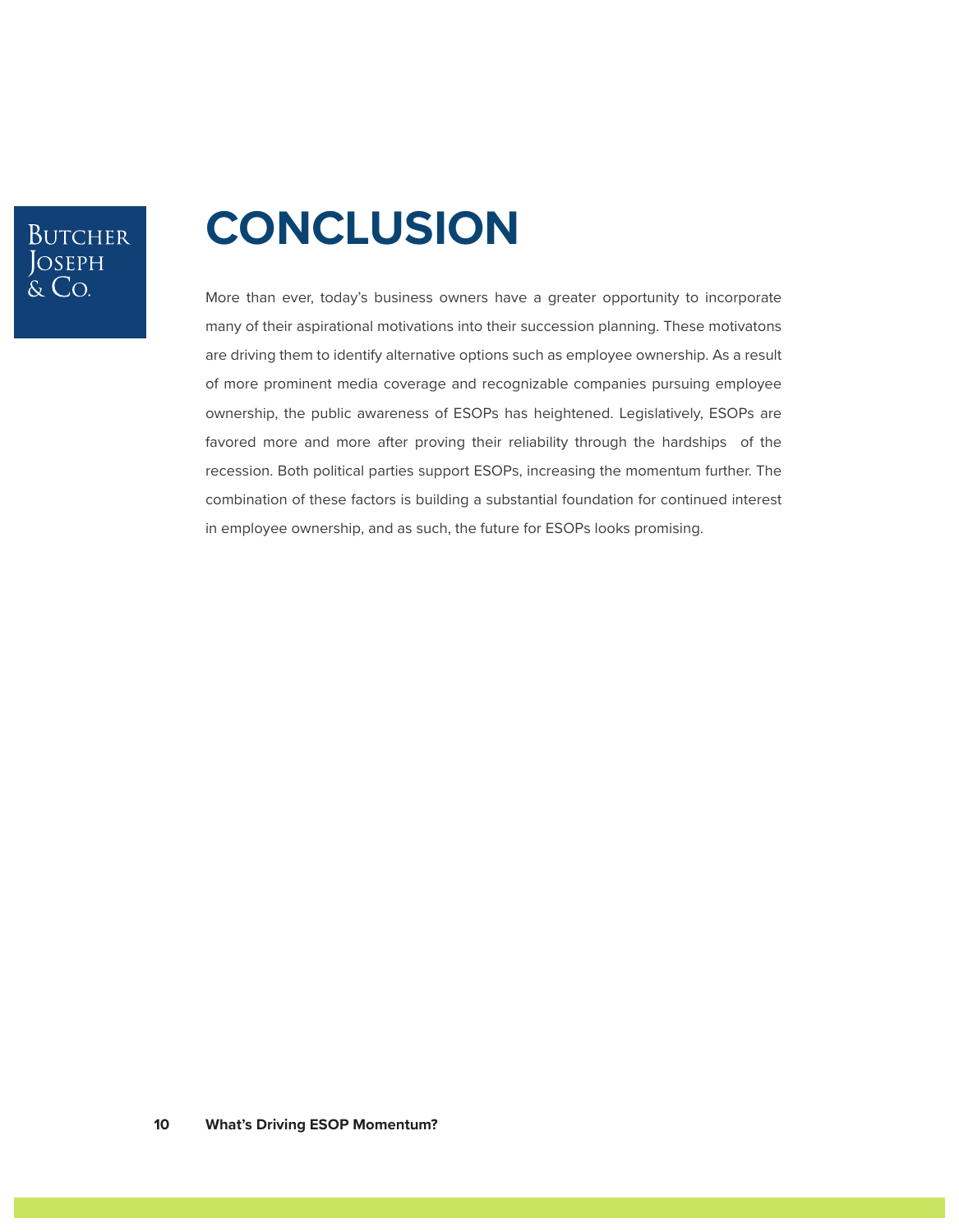# CONCLUSION

More than ever, today's business owners have a greater opportunity to incorporate many of their aspirational motivations into their succession planning. These motivatons are driving them to identify alternative options such as employee ownership. As a result of more prominent media coverage and recognizable companies pursuing employee ownership, the public awareness of ESOPs has heightened. Legislatively, ESOPs are favored more and more after proving their reliability through the hardships of the recession. Both political parties support ESOPs, increasing the momentum further. The combination of these factors is building a substantial foundation for continued interest in employee ownership, and as such, the future for ESOPs looks promising.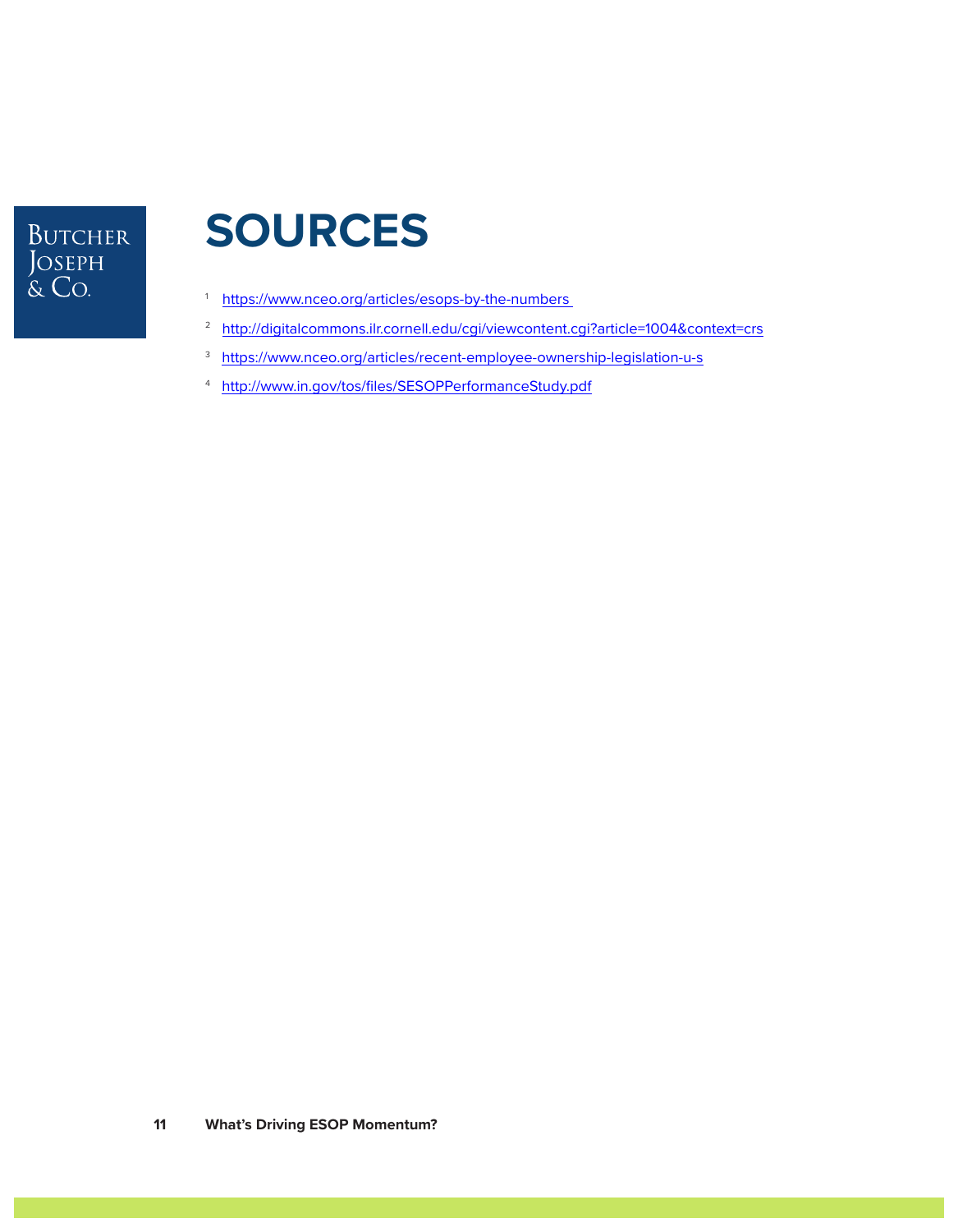# SOURCES

[1] https://www.nceo.org/articles/esops-by-the-numbers

[2] http://digitalcommons.ilr.cornell.edu/cgi/viewcontent.cgi?article=1004&context=crs

[3] https://www.nceo.org/articles/recent-employee-ownership-legislation-u-s

[4] http://www.in.gov/tos/files/SESOPPerformanceStudy.pdf